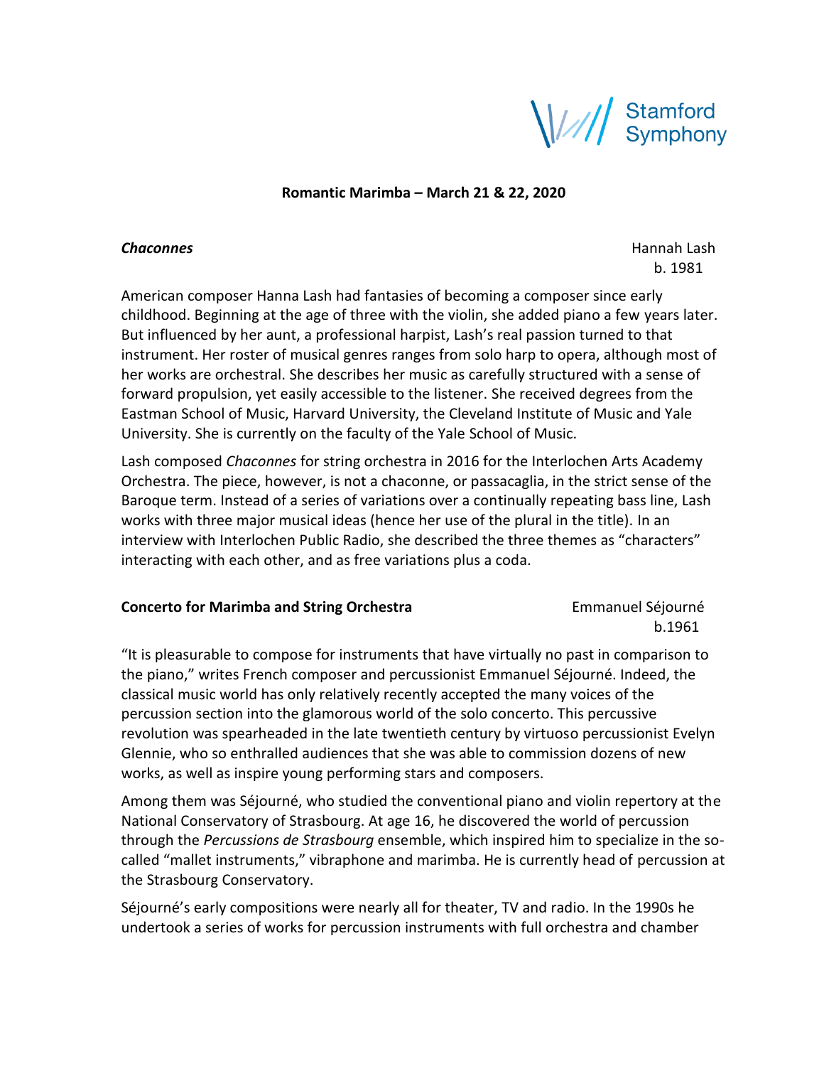Stamford Symphony

**Romantic Marimba – March 21 & 22, 2020**

***Chaconnes*** — Hannah Lash
b. 1981

American composer Hanna Lash had fantasies of becoming a composer since early childhood. Beginning at the age of three with the violin, she added piano a few years later. But influenced by her aunt, a professional harpist, Lash's real passion turned to that instrument. Her roster of musical genres ranges from solo harp to opera, although most of her works are orchestral. She describes her music as carefully structured with a sense of forward propulsion, yet easily accessible to the listener. She received degrees from the Eastman School of Music, Harvard University, the Cleveland Institute of Music and Yale University. She is currently on the faculty of the Yale School of Music.

Lash composed *Chaconnes* for string orchestra in 2016 for the Interlochen Arts Academy Orchestra. The piece, however, is not a chaconne, or passacaglia, in the strict sense of the Baroque term. Instead of a series of variations over a continually repeating bass line, Lash works with three major musical ideas (hence her use of the plural in the title). In an interview with Interlochen Public Radio, she described the three themes as "characters" interacting with each other, and as free variations plus a coda.

**Concerto for Marimba and String Orchestra** — Emmanuel Séjourné
b.1961

"It is pleasurable to compose for instruments that have virtually no past in comparison to the piano," writes French composer and percussionist Emmanuel Séjourné. Indeed, the classical music world has only relatively recently accepted the many voices of the percussion section into the glamorous world of the solo concerto. This percussive revolution was spearheaded in the late twentieth century by virtuoso percussionist Evelyn Glennie, who so enthralled audiences that she was able to commission dozens of new works, as well as inspire young performing stars and composers.

Among them was Séjourné, who studied the conventional piano and violin repertory at the National Conservatory of Strasbourg. At age 16, he discovered the world of percussion through the *Percussions de Strasbourg* ensemble, which inspired him to specialize in the so-called "mallet instruments," vibraphone and marimba. He is currently head of percussion at the Strasbourg Conservatory.

Séjourné's early compositions were nearly all for theater, TV and radio. In the 1990s he undertook a series of works for percussion instruments with full orchestra and chamber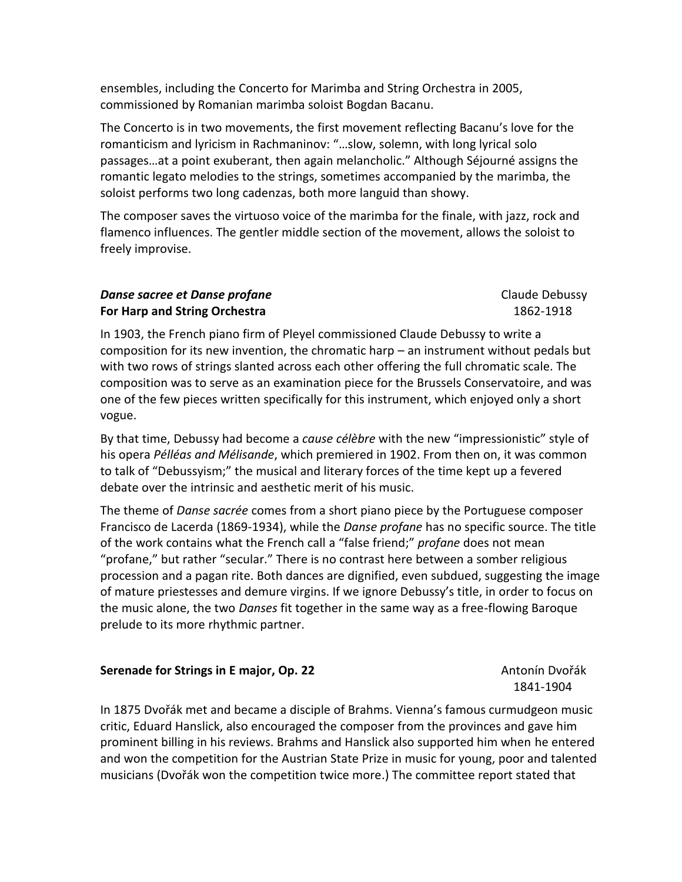ensembles, including the Concerto for Marimba and String Orchestra in 2005, commissioned by Romanian marimba soloist Bogdan Bacanu.

The Concerto is in two movements, the first movement reflecting Bacanu's love for the romanticism and lyricism in Rachmaninov: "…slow, solemn, with long lyrical solo passages…at a point exuberant, then again melancholic." Although Séjourné assigns the romantic legato melodies to the strings, sometimes accompanied by the marimba, the soloist performs two long cadenzas, both more languid than showy.

The composer saves the virtuoso voice of the marimba for the finale, with jazz, rock and flamenco influences. The gentler middle section of the movement, allows the soloist to freely improvise.

### ***Danse sacree et Danse profane*** — Claude Debussy
### **For Harp and String Orchestra** — 1862-1918

In 1903, the French piano firm of Pleyel commissioned Claude Debussy to write a composition for its new invention, the chromatic harp – an instrument without pedals but with two rows of strings slanted across each other offering the full chromatic scale. The composition was to serve as an examination piece for the Brussels Conservatoire, and was one of the few pieces written specifically for this instrument, which enjoyed only a short vogue.

By that time, Debussy had become a *cause célèbre* with the new "impressionistic" style of his opera *Pélléas and Mélisande*, which premiered in 1902. From then on, it was common to talk of "Debussyism;" the musical and literary forces of the time kept up a fevered debate over the intrinsic and aesthetic merit of his music.

The theme of *Danse sacrée* comes from a short piano piece by the Portuguese composer Francisco de Lacerda (1869-1934), while the *Danse profane* has no specific source. The title of the work contains what the French call a "false friend;" *profane* does not mean "profane," but rather "secular." There is no contrast here between a somber religious procession and a pagan rite. Both dances are dignified, even subdued, suggesting the image of mature priestesses and demure virgins. If we ignore Debussy's title, in order to focus on the music alone, the two *Danses* fit together in the same way as a free-flowing Baroque prelude to its more rhythmic partner.

### **Serenade for Strings in E major, Op. 22** — Antonín Dvořák, 1841-1904

In 1875 Dvořák met and became a disciple of Brahms. Vienna's famous curmudgeon music critic, Eduard Hanslick, also encouraged the composer from the provinces and gave him prominent billing in his reviews. Brahms and Hanslick also supported him when he entered and won the competition for the Austrian State Prize in music for young, poor and talented musicians (Dvořák won the competition twice more.) The committee report stated that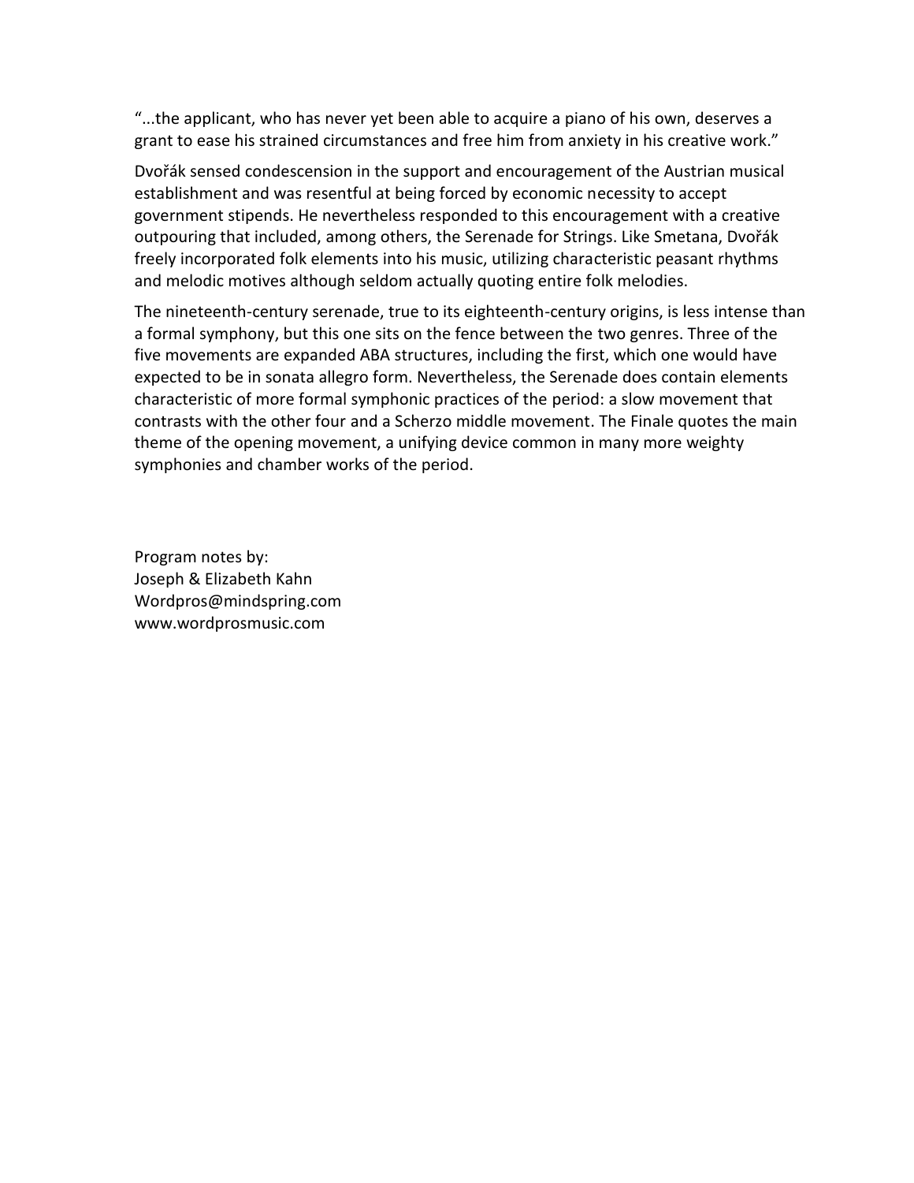"...the applicant, who has never yet been able to acquire a piano of his own, deserves a grant to ease his strained circumstances and free him from anxiety in his creative work."

Dvořák sensed condescension in the support and encouragement of the Austrian musical establishment and was resentful at being forced by economic necessity to accept government stipends. He nevertheless responded to this encouragement with a creative outpouring that included, among others, the Serenade for Strings. Like Smetana, Dvořák freely incorporated folk elements into his music, utilizing characteristic peasant rhythms and melodic motives although seldom actually quoting entire folk melodies.

The nineteenth-century serenade, true to its eighteenth-century origins, is less intense than a formal symphony, but this one sits on the fence between the two genres. Three of the five movements are expanded ABA structures, including the first, which one would have expected to be in sonata allegro form. Nevertheless, the Serenade does contain elements characteristic of more formal symphonic practices of the period: a slow movement that contrasts with the other four and a Scherzo middle movement. The Finale quotes the main theme of the opening movement, a unifying device common in many more weighty symphonies and chamber works of the period.

Program notes by:
Joseph & Elizabeth Kahn
Wordpros@mindspring.com
www.wordprosmusic.com